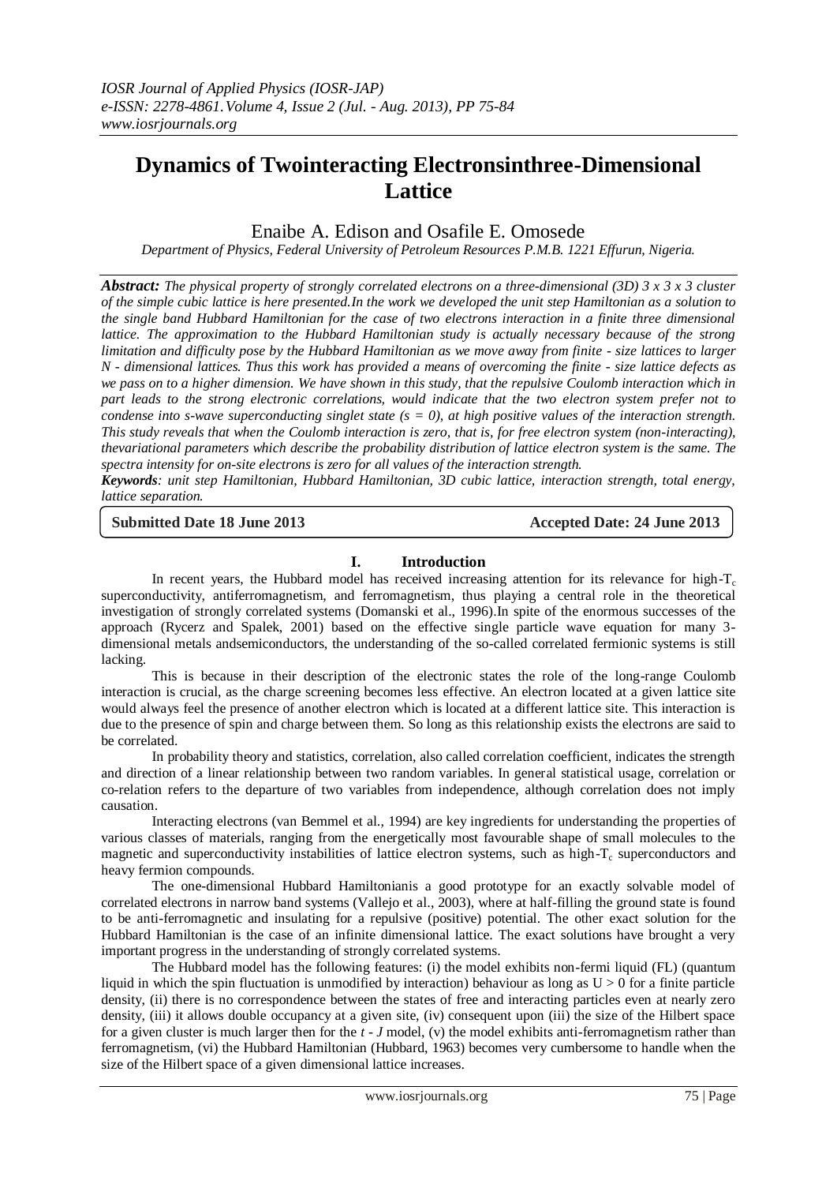# Dynamics of Twointeracting Electronsinthree-Dimensional Lattice

Enaibe A. Edison and Osafile E. Omosede

*Department of Physics, Federal University of Petroleum Resources P.M.B. 1221 Effurun, Nigeria.*

***Abstract:*** *The physical property of strongly correlated electrons on a three-dimensional (3D) 3 x 3 x 3 cluster of the simple cubic lattice is here presented.In the work we developed the unit step Hamiltonian as a solution to the single band Hubbard Hamiltonian for the case of two electrons interaction in a finite three dimensional lattice. The approximation to the Hubbard Hamiltonian study is actually necessary because of the strong limitation and difficulty pose by the Hubbard Hamiltonian as we move away from finite - size lattices to larger N - dimensional lattices. Thus this work has provided a means of overcoming the finite - size lattice defects as we pass on to a higher dimension. We have shown in this study, that the repulsive Coulomb interaction which in part leads to the strong electronic correlations, would indicate that the two electron system prefer not to condense into s-wave superconducting singlet state (s = 0), at high positive values of the interaction strength. This study reveals that when the Coulomb interaction is zero, that is, for free electron system (non-interacting), thevariational parameters which describe the probability distribution of lattice electron system is the same. The spectra intensity for on-site electrons is zero for all values of the interaction strength.*

***Keywords****: unit step Hamiltonian, Hubbard Hamiltonian, 3D cubic lattice, interaction strength, total energy, lattice separation.*

**Submitted Date 18 June 2013** **Accepted Date: 24 June 2013**

## I. Introduction

In recent years, the Hubbard model has received increasing attention for its relevance for high-$T_c$ superconductivity, antiferromagnetism, and ferromagnetism, thus playing a central role in the theoretical investigation of strongly correlated systems (Domanski et al., 1996).In spite of the enormous successes of the approach (Rycerz and Spalek, 2001) based on the effective single particle wave equation for many 3-dimensional metals andsemiconductors, the understanding of the so-called correlated fermionic systems is still lacking.

This is because in their description of the electronic states the role of the long-range Coulomb interaction is crucial, as the charge screening becomes less effective. An electron located at a given lattice site would always feel the presence of another electron which is located at a different lattice site. This interaction is due to the presence of spin and charge between them. So long as this relationship exists the electrons are said to be correlated.

In probability theory and statistics, correlation, also called correlation coefficient, indicates the strength and direction of a linear relationship between two random variables. In general statistical usage, correlation or co-relation refers to the departure of two variables from independence, although correlation does not imply causation.

Interacting electrons (van Bemmel et al., 1994) are key ingredients for understanding the properties of various classes of materials, ranging from the energetically most favourable shape of small molecules to the magnetic and superconductivity instabilities of lattice electron systems, such as high-$T_c$ superconductors and heavy fermion compounds.

The one-dimensional Hubbard Hamiltonianis a good prototype for an exactly solvable model of correlated electrons in narrow band systems (Vallejo et al., 2003), where at half-filling the ground state is found to be anti-ferromagnetic and insulating for a repulsive (positive) potential. The other exact solution for the Hubbard Hamiltonian is the case of an infinite dimensional lattice. The exact solutions have brought a very important progress in the understanding of strongly correlated systems.

The Hubbard model has the following features: (i) the model exhibits non-fermi liquid (FL) (quantum liquid in which the spin fluctuation is unmodified by interaction) behaviour as long as $U > 0$ for a finite particle density, (ii) there is no correspondence between the states of free and interacting particles even at nearly zero density, (iii) it allows double occupancy at a given site, (iv) consequent upon (iii) the size of the Hilbert space for a given cluster is much larger then for the *t - J* model, (v) the model exhibits anti-ferromagnetism rather than ferromagnetism, (vi) the Hubbard Hamiltonian (Hubbard, 1963) becomes very cumbersome to handle when the size of the Hilbert space of a given dimensional lattice increases.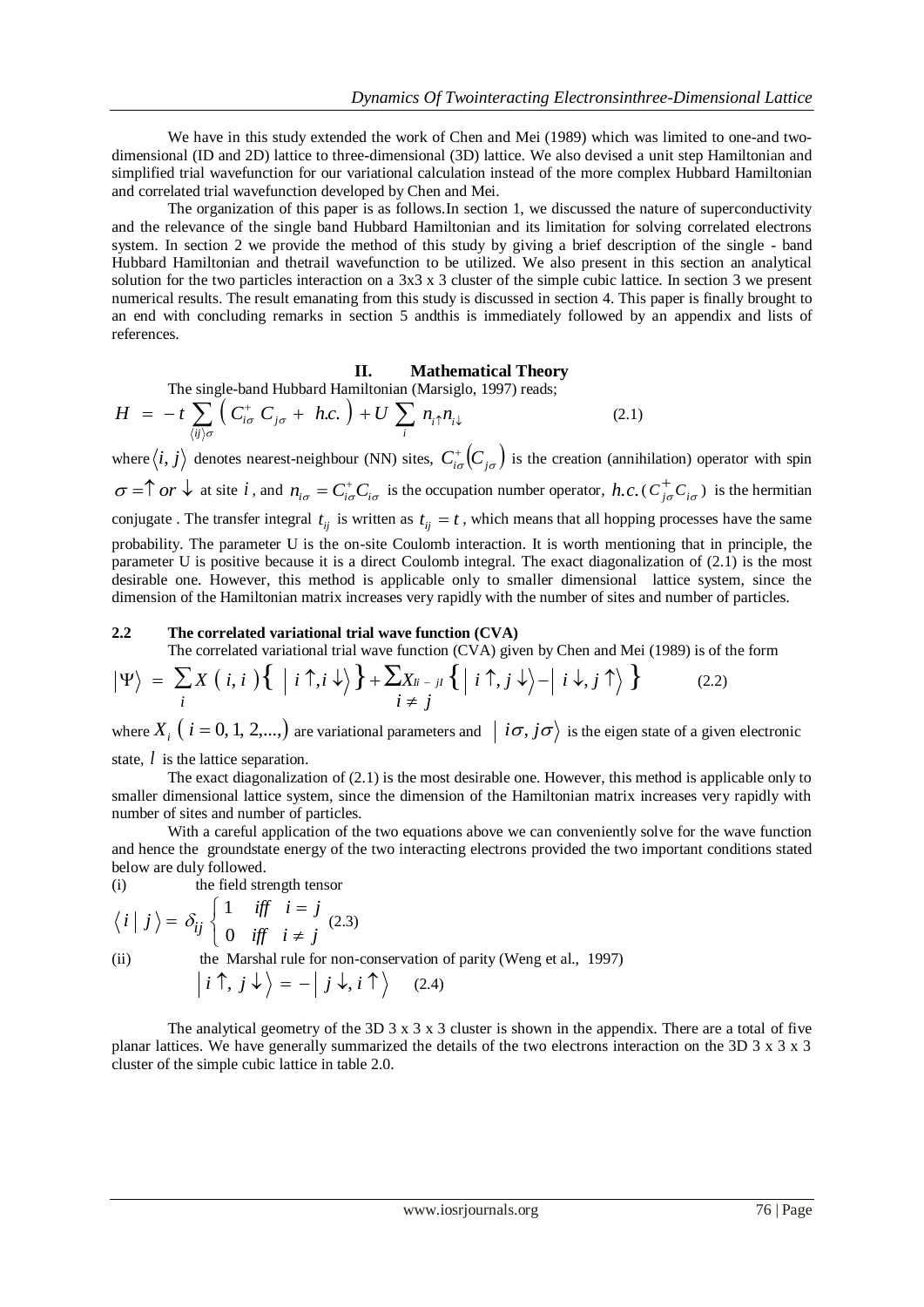We have in this study extended the work of Chen and Mei (1989) which was limited to one-and two-dimensional (ID and 2D) lattice to three-dimensional (3D) lattice. We also devised a unit step Hamiltonian and simplified trial wavefunction for our variational calculation instead of the more complex Hubbard Hamiltonian and correlated trial wavefunction developed by Chen and Mei.

The organization of this paper is as follows.In section 1, we discussed the nature of superconductivity and the relevance of the single band Hubbard Hamiltonian and its limitation for solving correlated electrons system. In section 2 we provide the method of this study by giving a brief description of the single - band Hubbard Hamiltonian and thetrail wavefunction to be utilized. We also present in this section an analytical solution for the two particles interaction on a 3x3 x 3 cluster of the simple cubic lattice. In section 3 we present numerical results. The result emanating from this study is discussed in section 4. This paper is finally brought to an end with concluding remarks in section 5 andthis is immediately followed by an appendix and lists of references.

## II. Mathematical Theory

The single-band Hubbard Hamiltonian (Marsiglo, 1997) reads;

$$H = -t \sum_{\langle ij \rangle \sigma} \left( C_{i\sigma}^{+} C_{j\sigma} + h.c. \right) + U \sum_{i} n_{i\uparrow} n_{i\downarrow} \tag{2.1}$$

where $\langle i, j \rangle$ denotes nearest-neighbour (NN) sites, $C_{i\sigma}^{+}(C_{j\sigma})$ is the creation (annihilation) operator with spin $\sigma = \uparrow or \downarrow$ at site $i$, and $n_{i\sigma} = C_{i\sigma}^{+} C_{i\sigma}$ is the occupation number operator, $h.c.(C_{j\sigma}^{+} C_{i\sigma})$ is the hermitian conjugate . The transfer integral $t_{ij}$ is written as $t_{ij} = t$, which means that all hopping processes have the same probability. The parameter U is the on-site Coulomb interaction. It is worth mentioning that in principle, the parameter U is positive because it is a direct Coulomb integral. The exact diagonalization of (2.1) is the most desirable one. However, this method is applicable only to smaller dimensional lattice system, since the dimension of the Hamiltonian matrix increases very rapidly with the number of sites and number of particles.

### 2.2 The correlated variational trial wave function (CVA)

The correlated variational trial wave function (CVA) given by Chen and Mei (1989) is of the form

$$|\Psi\rangle = \sum_{i} X(i, i) \left\{ \, | \, i \uparrow, i \downarrow \rangle \right\} + \sum_{i \neq j} X_{li-jl} \left\{ | \, i \uparrow, j \downarrow \rangle - | \, i \downarrow, j \uparrow \rangle \right\} \tag{2.2}$$

where $X_i \; (i = 0, 1, 2, ...,)$ are variational parameters and $| \, i\sigma, j\sigma \rangle$ is the eigen state of a given electronic state, $l$ is the lattice separation.

The exact diagonalization of (2.1) is the most desirable one. However, this method is applicable only to smaller dimensional lattice system, since the dimension of the Hamiltonian matrix increases very rapidly with number of sites and number of particles.

With a careful application of the two equations above we can conveniently solve for the wave function and hence the groundstate energy of the two interacting electrons provided the two important conditions stated below are duly followed.

(i) the field strength tensor

$$\langle i \, | \, j \rangle = \delta_{ij} \begin{cases} 1 & iff \quad i = j \\ 0 & iff \quad i \neq j \end{cases} \tag{2.3}$$

(ii) the Marshal rule for non-conservation of parity (Weng et al., 1997)

$$| \, i \uparrow, \, j \downarrow \rangle = - | \, j \downarrow, i \uparrow \rangle \tag{2.4}$$

The analytical geometry of the 3D 3 x 3 x 3 cluster is shown in the appendix. There are a total of five planar lattices. We have generally summarized the details of the two electrons interaction on the 3D 3 x 3 x 3 cluster of the simple cubic lattice in table 2.0.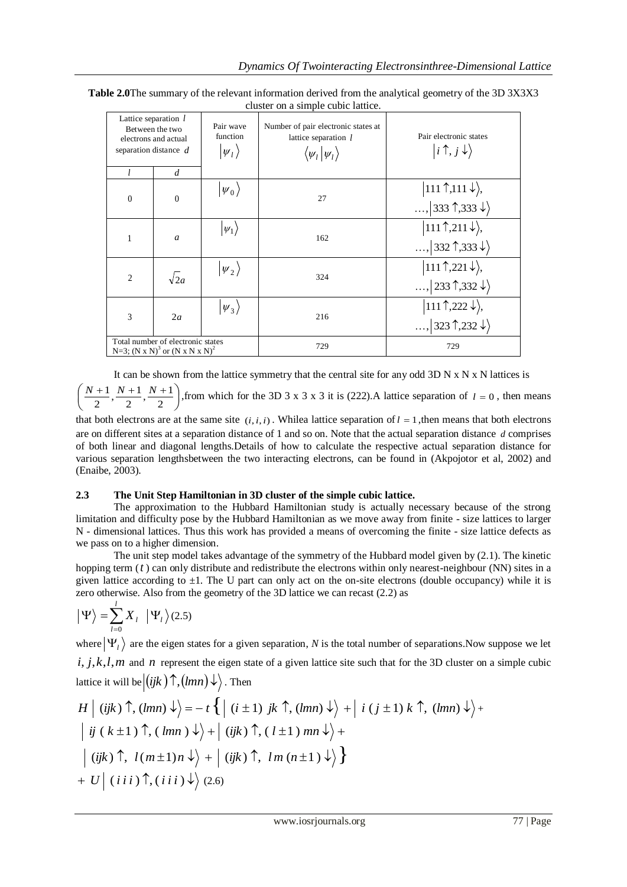**Table 2.0** The summary of the relevant information derived from the analytical geometry of the 3D 3X3X3 cluster on a simple cubic lattice.

| Lattice separation $l$ Between the two electrons and actual separation distance $d$ | | Pair wave function $\|\psi_l\rangle$ | Number of pair electronic states at lattice separation $l$ $\langle\psi_l\|\psi_l\rangle$ | Pair electronic states $\|i\uparrow, j\downarrow\rangle$ |
|---|---|---|---|---|
| $l$ | $d$ | | | |
| 0 | 0 | $\|\psi_0\rangle$ | 27 | $\|111\uparrow,111\downarrow\rangle, \ldots,\|333\uparrow,333\downarrow\rangle$ |
| 1 | $a$ | $\|\psi_1\rangle$ | 162 | $\|111\uparrow,211\downarrow\rangle, \ldots,\|332\uparrow,333\downarrow\rangle$ |
| 2 | $\sqrt{2}a$ | $\|\psi_2\rangle$ | 324 | $\|111\uparrow,221\downarrow\rangle, \ldots,\|233\uparrow,332\downarrow\rangle$ |
| 3 | $2a$ | $\|\psi_3\rangle$ | 216 | $\|111\uparrow,222\downarrow\rangle, \ldots,\|323\uparrow,232\downarrow\rangle$ |
| Total number of electronic states N=3; $(N \times N)^3$ or $(N \times N \times N)^2$ | | | 729 | 729 |

It can be shown from the lattice symmetry that the central site for any odd 3D N x N x N lattices is $\left(\frac{N+1}{2}, \frac{N+1}{2}, \frac{N+1}{2}\right)$, from which for the 3D 3 x 3 x 3 it is (222). A lattice separation of $l = 0$, then means that both electrons are at the same site $(i,i,i)$. Whilea lattice separation of $l = 1$, then means that both electrons are on different sites at a separation distance of 1 and so on. Note that the actual separation distance $d$ comprises of both linear and diagonal lengths. Details of how to calculate the respective actual separation distance for various separation lengthsbetween the two interacting electrons, can be found in (Akpojotor et al, 2002) and (Enaibe, 2003).

### 2.3 The Unit Step Hamiltonian in 3D cluster of the simple cubic lattice.

The approximation to the Hubbard Hamiltonian study is actually necessary because of the strong limitation and difficulty pose by the Hubbard Hamiltonian as we move away from finite - size lattices to larger N - dimensional lattices. Thus this work has provided a means of overcoming the finite - size lattice defects as we pass on to a higher dimension.

The unit step model takes advantage of the symmetry of the Hubbard model given by (2.1). The kinetic hopping term ($t$) can only distribute and redistribute the electrons within only nearest-neighbour (NN) sites in a given lattice according to $\pm 1$. The U part can only act on the on-site electrons (double occupancy) while it is zero otherwise. Also from the geometry of the 3D lattice we can recast (2.2) as

$$|\Psi\rangle = \sum_{l=0}^{l} X_l \ |\Psi_l\rangle \quad (2.5)$$

where $|\Psi_l\rangle$ are the eigen states for a given separation, $N$ is the total number of separations. Now suppose we let $i, j, k, l, m$ and $n$ represent the eigen state of a given lattice site such that for the 3D cluster on a simple cubic lattice it will be $|(ijk)\uparrow, (lmn)\downarrow\rangle$. Then

$$H\,|(ijk)\uparrow, (lmn)\downarrow\rangle = -t\Big\{ |(i\pm1)\ jk\uparrow, (lmn)\downarrow\rangle + |\,i\,(j\pm1)\,k\uparrow,\ (lmn)\downarrow\rangle +$$
$$|\,ij\,(k\pm1)\uparrow, (lmn)\downarrow\rangle + |(ijk)\uparrow, (l\pm1)\,mn\downarrow\rangle +$$
$$|(ijk)\uparrow,\ l(m\pm1)n\downarrow\rangle + |(ijk)\uparrow,\ lm\,(n\pm1)\downarrow\rangle \Big\}$$
$$+\ U\,|(iii)\uparrow, (iii)\downarrow\rangle \quad (2.6)$$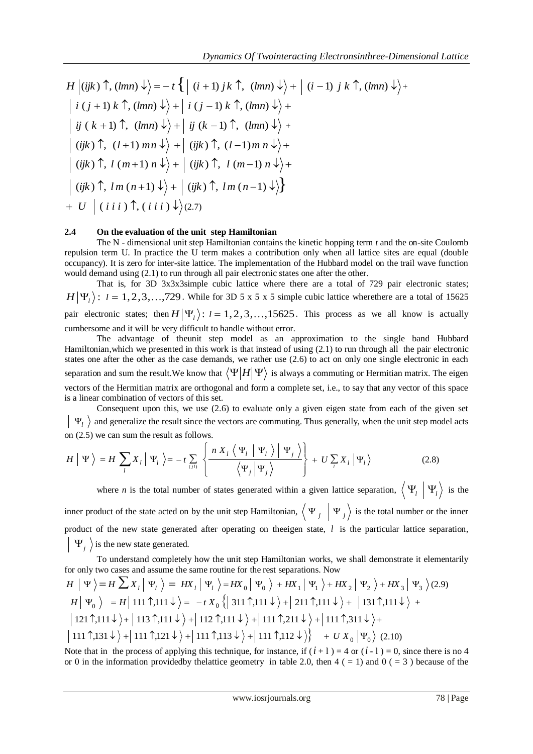$$H\left|(ijk)\uparrow,(lmn)\downarrow\right\rangle = -t\left\{\left|(i+1)jk\uparrow,(lmn)\downarrow\right\rangle + \left|(i-1)\,j\,k\uparrow,(lmn)\downarrow\right\rangle + \right.$$
$$\left|i\,(j+1)\,k\uparrow,(lmn)\downarrow\right\rangle + \left|i\,(j-1)\,k\uparrow,(lmn)\downarrow\right\rangle +$$
$$\left|ij\,(k+1)\uparrow,(lmn)\downarrow\right\rangle + \left|ij\,(k-1)\uparrow,(lmn)\downarrow\right\rangle +$$
$$\left|(ijk)\uparrow,(l+1)\,mn\downarrow\right\rangle + \left|(ijk)\uparrow,(l-1)m\,n\downarrow\right\rangle +$$
$$\left|(ijk)\uparrow,l\,(m+1)\,n\downarrow\right\rangle + \left|(ijk)\uparrow,l\,(m-1)\,n\downarrow\right\rangle +$$
$$\left.\left|(ijk)\uparrow,lm\,(n+1)\downarrow\right\rangle + \left|(ijk)\uparrow,lm\,(n-1)\downarrow\right\rangle\right\}$$
$$+\;U\;\left|(i\,i\,i)\uparrow,(i\,i\,i)\downarrow\right\rangle \quad (2.7)$$

### 2.4 On the evaluation of the unit step Hamiltonian

The N - dimensional unit step Hamiltonian contains the kinetic hopping term *t* and the on-site Coulomb repulsion term U. In practice the U term makes a contribution only when all lattice sites are equal (double occupancy). It is zero for inter-site lattice. The implementation of the Hubbard model on the trail wave function would demand using (2.1) to run through all pair electronic states one after the other.

That is, for 3D 3x3x3simple cubic lattice where there are a total of 729 pair electronic states; $H\left|\Psi_l\right\rangle:\ l = 1,2,3,\ldots,729$. While for 3D 5 x 5 x 5 simple cubic lattice wherethere are a total of 15625 pair electronic states; then $H\left|\Psi_l\right\rangle:\ l = 1,2,3,\ldots,15625$. This process as we all know is actually cumbersome and it will be very difficult to handle without error.

The advantage of theunit step model as an approximation to the single band Hubbard Hamiltonian,which we presented in this work is that instead of using (2.1) to run through all the pair electronic states one after the other as the case demands, we rather use (2.6) to act on only one single electronic in each separation and sum the result.We know that $\langle\Psi|H|\Psi\rangle$ is always a commuting or Hermitian matrix. The eigen vectors of the Hermitian matrix are orthogonal and form a complete set, i.e., to say that any vector of this space is a linear combination of vectors of this set.

Consequent upon this, we use (2.6) to evaluate only a given eigen state from each of the given set $\left|\Psi_l\right\rangle$ and generalize the result since the vectors are commuting. Thus generally, when the unit step model acts on (2.5) we can sum the result as follows.

$$H\left|\Psi\right\rangle = H\sum_l X_l\left|\Psi_l\right\rangle = -t\sum_{(jl)}\left\{\frac{n\,X_l\left\langle\Psi_l\,\middle|\,\Psi_l\right\rangle\left|\Psi_j\right\rangle}{\left\langle\Psi_j\middle|\Psi_j\right\rangle}\right\} + U\sum_l X_l\left|\Psi_l\right\rangle \quad (2.8)$$

where *n* is the total number of states generated within a given lattice separation, $\left\langle\Psi_l\,\middle|\,\Psi_l\right\rangle$ is the inner product of the state acted on by the unit step Hamiltonian, $\left\langle\Psi_j\,\middle|\,\Psi_j\right\rangle$ is the total number or the inner product of the new state generated after operating on theeigen state, *l* is the particular lattice separation, $\left|\Psi_j\right\rangle$ is the new state generated.

To understand completely how the unit step Hamiltonian works, we shall demonstrate it elementarily for only two cases and assume the same routine for the rest separations. Now

$$H\left|\Psi\right\rangle = H\sum X_l\left|\Psi_l\right\rangle = HX_l\left|\Psi_l\right\rangle = HX_0\left|\Psi_0\right\rangle + HX_1\left|\Psi_1\right\rangle + HX_2\left|\Psi_2\right\rangle + HX_3\left|\Psi_3\right\rangle \quad (2.9)$$

$$H\left|\Psi_0\right\rangle = H\left|111\uparrow,111\downarrow\right\rangle = -t\,X_0\left\{\left|311\uparrow,111\downarrow\right\rangle + \left|211\uparrow,111\downarrow\right\rangle + \left|131\uparrow,111\downarrow\right\rangle + \right.$$
$$\left|121\uparrow,111\downarrow\right\rangle + \left|113\uparrow,111\downarrow\right\rangle + \left|112\uparrow,111\downarrow\right\rangle + \left|111\uparrow,211\downarrow\right\rangle + \left|111\uparrow,311\downarrow\right\rangle +$$
$$\left.\left|111\uparrow,131\downarrow\right\rangle + \left|111\uparrow,121\downarrow\right\rangle + \left|111\uparrow,113\downarrow\right\rangle + \left|111\uparrow,112\downarrow\right\rangle\right\} + U\,X_0\left|\Psi_0\right\rangle \quad (2.10)$$

Note that in the process of applying this technique, for instance, if $(i+1) = 4$ or $(i-1) = 0$, since there is no 4 or 0 in the information providedby thelattice geometry in table 2.0, then 4 ( = 1) and 0 ( = 3 ) because of the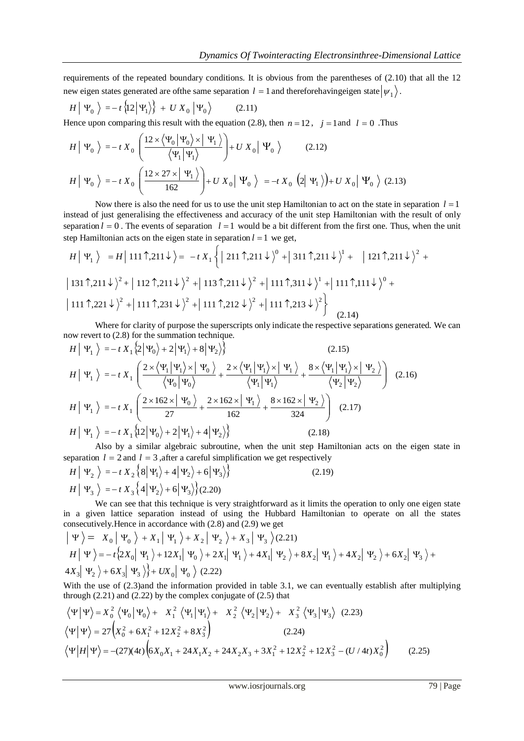requirements of the repeated boundary conditions. It is obvious from the parentheses of (2.10) that all the 12 new eigen states generated are ofthe same separation $l = 1$ and thereforehavingeigen state $\left|\psi_1\right\rangle$.

$$H\left|\Psi_0\right\rangle = -t\left\{12\left|\Psi_1\right\rangle\right\} + U X_0\left|\Psi_0\right\rangle \qquad (2.11)$$

Hence upon comparing this result with the equation (2.8), then $n = 12$, $j = 1$and $l = 0$ .Thus

$$H\left|\Psi_0\right\rangle = -t X_0\left(\frac{12\times\left\langle\Psi_0\middle|\Psi_0\right\rangle\times\left|\Psi_1\right\rangle}{\left\langle\Psi_1\middle|\Psi_1\right\rangle}\right) + U X_0\left|\Psi_0\right\rangle \qquad (2.12)$$

$$H\left|\Psi_0\right\rangle = -t X_0\left(\frac{12\times 27\times\left|\Psi_1\right\rangle}{162}\right) + U X_0\left|\Psi_0\right\rangle = -t X_0\left(2\left|\Psi_1\right\rangle\right) + U X_0\left|\Psi_0\right\rangle \ (2.13)$$

Now there is also the need for us to use the unit step Hamiltonian to act on the state in separation $l = 1$ instead of just generalising the effectiveness and accuracy of the unit step Hamiltonian with the result of only separation $l = 0$ . The events of separation $l = 1$ would be a bit different from the first one. Thus, when the unit step Hamiltonian acts on the eigen state in separation $l = 1$ we get,

$$H\left|\Psi_1\right\rangle = H\left|111\uparrow,211\downarrow\right\rangle = -t X_1\left\{\left|211\uparrow,211\downarrow\right\rangle^0 + \left|311\uparrow,211\downarrow\right\rangle^1 + \left|121\uparrow,211\downarrow\right\rangle^2 + \right.$$

$$\left|131\uparrow,211\downarrow\right\rangle^2 + \left|112\uparrow,211\downarrow\right\rangle^2 + \left|113\uparrow,211\downarrow\right\rangle^2 + \left|111\uparrow,311\downarrow\right\rangle^1 + \left|111\uparrow,111\downarrow\right\rangle^0 +$$

$$\left.\left|111\uparrow,221\downarrow\right\rangle^2 + \left|111\uparrow,231\downarrow\right\rangle^2 + \left|111\uparrow,212\downarrow\right\rangle^2 + \left|111\uparrow,213\downarrow\right\rangle^2\right\} \qquad (2.14)$$

Where for clarity of purpose the superscripts only indicate the respective separations generated. We can now revert to (2.8) for the summation technique.

$$H\left|\Psi_1\right\rangle = -t X_1\left\{2\left|\Psi_0\right\rangle + 2\left|\Psi_1\right\rangle + 8\left|\Psi_2\right\rangle\right\} \qquad (2.15)$$

$$H\left|\Psi_1\right\rangle = -t X_1\left(\frac{2\times\left\langle\Psi_1\middle|\Psi_1\right\rangle\times\left|\Psi_0\right\rangle}{\left\langle\Psi_0\middle|\Psi_0\right\rangle} + \frac{2\times\left\langle\Psi_1\middle|\Psi_1\right\rangle\times\left|\Psi_1\right\rangle}{\left\langle\Psi_1\middle|\Psi_1\right\rangle} + \frac{8\times\left\langle\Psi_1\middle|\Psi_1\right\rangle\times\left|\Psi_2\right\rangle}{\left\langle\Psi_2\middle|\Psi_2\right\rangle}\right) \quad (2.16)$$

$$H\left|\Psi_1\right\rangle = -t X_1\left(\frac{2\times 162\times\left|\Psi_0\right\rangle}{27} + \frac{2\times 162\times\left|\Psi_1\right\rangle}{162} + \frac{8\times 162\times\left|\Psi_2\right\rangle}{324}\right) \quad (2.17)$$

$$H\left|\Psi_1\right\rangle = -t X_1\left\{12\left|\Psi_0\right\rangle + 2\left|\Psi_1\right\rangle + 4\left|\Psi_2\right\rangle\right\} \qquad (2.18)$$

Also by a similar algebraic subroutine, when the unit step Hamiltonian acts on the eigen state in separation $l = 2$ and $l = 3$ ,after a careful simplification we get respectively

$$H\left|\Psi_2\right\rangle = -t X_2\left\{8\left|\Psi_1\right\rangle + 4\left|\Psi_2\right\rangle + 6\left|\Psi_3\right\rangle\right\} \qquad (2.19)$$

$$H\left|\Psi_3\right\rangle = -t X_3\left\{4\left|\Psi_2\right\rangle + 6\left|\Psi_3\right\rangle\right\} (2.20)$$

We can see that this technique is very straightforward as it limits the operation to only one eigen state in a given lattice separation instead of using the Hubbard Hamiltonian to operate on all the states consecutively.Hence in accordance with (2.8) and (2.9) we get

$$\left|\Psi\right\rangle = X_0\left|\Psi_0\right\rangle + X_1\left|\Psi_1\right\rangle + X_2\left|\Psi_2\right\rangle + X_3\left|\Psi_3\right\rangle (2.21)$$

$$H\left|\Psi\right\rangle = -t\left\{2X_0\left|\Psi_1\right\rangle + 12X_1\left|\Psi_0\right\rangle + 2X_1\left|\Psi_1\right\rangle + 4X_1\left|\Psi_2\right\rangle + 8X_2\left|\Psi_1\right\rangle + 4X_2\left|\Psi_2\right\rangle + 6X_2\left|\Psi_3\right\rangle + \right.$$

$$\left.4X_3\left|\Psi_2\right\rangle + 6X_3\left|\Psi_3\right\rangle\right\} + UX_0\left|\Psi_0\right\rangle \ (2.22)$$

With the use of (2.3)and the information provided in table 3.1, we can eventually establish after multiplying through (2.21) and (2.22) by the complex conjugate of (2.5) that

$$\left\langle\Psi\middle|\Psi\right\rangle = X_0^2\left\langle\Psi_0\middle|\Psi_0\right\rangle + X_1^2\left\langle\Psi_1\middle|\Psi_1\right\rangle + X_2^2\left\langle\Psi_2\middle|\Psi_2\right\rangle + X_3^2\left\langle\Psi_3\middle|\Psi_3\right\rangle \quad (2.23)$$

$$\left\langle\Psi\middle|\Psi\right\rangle = 27\left(X_0^2 + 6X_1^2 + 12X_2^2 + 8X_3^2\right) \qquad (2.24)$$

$$\left\langle\Psi\middle|H\middle|\Psi\right\rangle = -(27)(4t)\left(6X_0X_1 + 24X_1X_2 + 24X_2X_3 + 3X_1^2 + 12X_2^2 + 12X_3^2 - (U/4t)X_0^2\right) \qquad (2.25)$$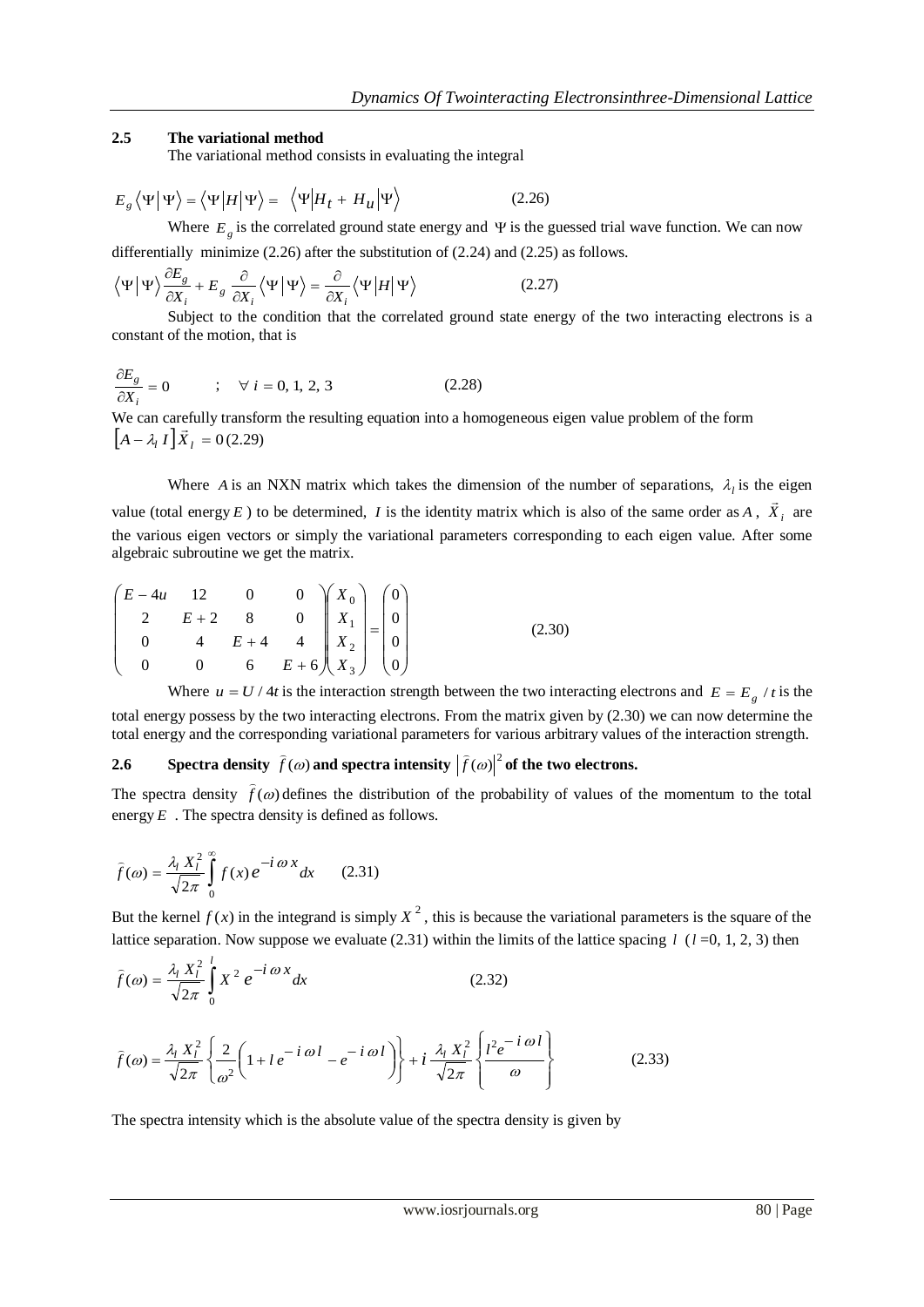### 2.5 The variational method

The variational method consists in evaluating the integral

$$E_g \langle \Psi | \Psi \rangle = \langle \Psi | H | \Psi \rangle = \langle \Psi | H_t + H_u | \Psi \rangle \qquad (2.26)$$

Where $E_g$ is the correlated ground state energy and $\Psi$ is the guessed trial wave function. We can now differentially minimize (2.26) after the substitution of (2.24) and (2.25) as follows.

$$\langle \Psi | \Psi \rangle \frac{\partial E_g}{\partial X_i} + E_g \frac{\partial}{\partial X_i} \langle \Psi | \Psi \rangle = \frac{\partial}{\partial X_i} \langle \Psi | H | \Psi \rangle \qquad (2.27)$$

Subject to the condition that the correlated ground state energy of the two interacting electrons is a constant of the motion, that is

$$\frac{\partial E_g}{\partial X_i} = 0 \qquad ; \quad \forall \; i = 0, 1, 2, 3 \qquad (2.28)$$

We can carefully transform the resulting equation into a homogeneous eigen value problem of the form
$\left[A - \lambda_l \, I\right] \vec{X}_l = 0$ (2.29)

Where $A$ is an NXN matrix which takes the dimension of the number of separations, $\lambda_l$ is the eigen value (total energy $E$) to be determined, $I$ is the identity matrix which is also of the same order as $A$, $\vec{X}_i$ are the various eigen vectors or simply the variational parameters corresponding to each eigen value. After some algebraic subroutine we get the matrix.

$$\begin{pmatrix} E - 4u & 12 & 0 & 0 \\ 2 & E + 2 & 8 & 0 \\ 0 & 4 & E + 4 & 4 \\ 0 & 0 & 6 & E + 6 \end{pmatrix} \begin{pmatrix} X_0 \\ X_1 \\ X_2 \\ X_3 \end{pmatrix} = \begin{pmatrix} 0 \\ 0 \\ 0 \\ 0 \end{pmatrix} \qquad (2.30)$$

Where $u = U / 4t$ is the interaction strength between the two interacting electrons and $E = E_g / t$ is the total energy possess by the two interacting electrons. From the matrix given by (2.30) we can now determine the total energy and the corresponding variational parameters for various arbitrary values of the interaction strength.

### 2.6 Spectra density $\bar{f}(\omega)$ and spectra intensity $\left|\bar{f}(\omega)\right|^2$ of the two electrons.

The spectra density $\bar{f}(\omega)$ defines the distribution of the probability of values of the momentum to the total energy $E$. The spectra density is defined as follows.

$$\bar{f}(\omega) = \frac{\lambda_l \, X_l^2}{\sqrt{2\pi}} \int_0^{\infty} f(x) \, e^{-i \omega x} dx \qquad (2.31)$$

But the kernel $f(x)$ in the integrand is simply $X^2$, this is because the variational parameters is the square of the lattice separation. Now suppose we evaluate (2.31) within the limits of the lattice spacing $l$ ($l$ =0, 1, 2, 3) then

$$\bar{f}(\omega) = \frac{\lambda_l \, X_l^2}{\sqrt{2\pi}} \int_0^{l} X^2 \, e^{-i \omega x} dx \qquad (2.32)$$

$$\bar{f}(\omega) = \frac{\lambda_l \, X_l^2}{\sqrt{2\pi}} \left\{ \frac{2}{\omega^2} \left( 1 + l \, e^{-i \omega l} - e^{-i \omega l} \right) \right\} + i \, \frac{\lambda_l \, X_l^2}{\sqrt{2\pi}} \left\{ \frac{l^2 e^{-i \omega l}}{\omega} \right\} \qquad (2.33)$$

The spectra intensity which is the absolute value of the spectra density is given by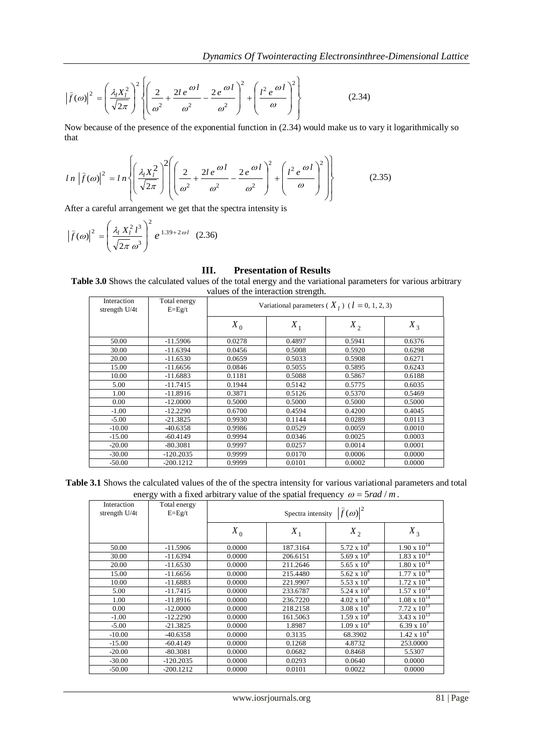$$\left|\bar{f}(\omega)\right|^2 = \left(\frac{\lambda_l X_l^2}{\sqrt{2\pi}}\right)^2 \left\{ \left(\frac{2}{\omega^2} + \frac{2l\,e^{\omega l}}{\omega^2} - \frac{2\,e^{\omega l}}{\omega^2}\right)^2 + \left(\frac{l^2\,e^{\omega l}}{\omega}\right)^2 \right\} \qquad (2.34)$$

Now because of the presence of the exponential function in (2.34) would make us to vary it logarithmically so that

$$l\,n\,\left|\bar{f}(\omega)\right|^2 = l\,n\left\{ \left(\frac{\lambda_l X_l^2}{\sqrt{2\pi}}\right)^2 \left( \left(\frac{2}{\omega^2} + \frac{2l\,e^{\omega l}}{\omega^2} - \frac{2\,e^{\omega l}}{\omega^2}\right)^2 + \left(\frac{l^2\,e^{\omega l}}{\omega}\right)^2 \right) \right\} \qquad (2.35)$$

After a careful arrangement we get that the spectra intensity is

$$\left|\bar{f}(\omega)\right|^2 = \left(\frac{\lambda_l\,X_l^2\,l^3}{\sqrt{2\pi}\,\omega^3}\right)^2 e^{1.39+2\omega l} \quad (2.36)$$

# III. Presentation of Results

**Table 3.0** Shows the calculated values of the total energy and the variational parameters for various arbitrary values of the interaction strength.

| Interaction strength U/4t | Total energy E=Eg/t | Variational parameters ( $X_l$ ) ( $l = 0, 1, 2, 3$) | | | |
|---|---|---|---|---|---|
| | | $X_0$ | $X_1$ | $X_2$ | $X_3$ |
| 50.00 | -11.5906 | 0.0278 | 0.4897 | 0.5941 | 0.6376 |
| 30.00 | -11.6394 | 0.0456 | 0.5008 | 0.5920 | 0.6298 |
| 20.00 | -11.6530 | 0.0659 | 0.5033 | 0.5908 | 0.6271 |
| 15.00 | -11.6656 | 0.0846 | 0.5055 | 0.5895 | 0.6243 |
| 10.00 | -11.6883 | 0.1181 | 0.5088 | 0.5867 | 0.6188 |
| 5.00 | -11.7415 | 0.1944 | 0.5142 | 0.5775 | 0.6035 |
| 1.00 | -11.8916 | 0.3871 | 0.5126 | 0.5370 | 0.5469 |
| 0.00 | -12.0000 | 0.5000 | 0.5000 | 0.5000 | 0.5000 |
| -1.00 | -12.2290 | 0.6700 | 0.4594 | 0.4200 | 0.4045 |
| -5.00 | -21.3825 | 0.9930 | 0.1144 | 0.0289 | 0.0113 |
| -10.00 | -40.6358 | 0.9986 | 0.0529 | 0.0059 | 0.0010 |
| -15.00 | -60.4149 | 0.9994 | 0.0346 | 0.0025 | 0.0003 |
| -20.00 | -80.3081 | 0.9997 | 0.0257 | 0.0014 | 0.0001 |
| -30.00 | -120.2035 | 0.9999 | 0.0170 | 0.0006 | 0.0000 |
| -50.00 | -200.1212 | 0.9999 | 0.0101 | 0.0002 | 0.0000 |

**Table 3.1** Shows the calculated values of the of the spectra intensity for various variational parameters and total energy with a fixed arbitrary value of the spatial frequency $\omega = 5rad/m$.

| Interaction strength U/4t | Total energy E=Eg/t | Spectra intensity $\left\|\bar{f}(\omega)\right\|^2$ | | | |
|---|---|---|---|---|---|
| | | $X_0$ | $X_1$ | $X_2$ | $X_3$ |
| 50.00 | -11.5906 | 0.0000 | 187.3164 | $5.72 \times 10^8$ | $1.90 \times 10^{14}$ |
| 30.00 | -11.6394 | 0.0000 | 206.6151 | $5.69 \times 10^8$ | $1.83 \times 10^{14}$ |
| 20.00 | -11.6530 | 0.0000 | 211.2646 | $5.65 \times 10^8$ | $1.80 \times 10^{14}$ |
| 15.00 | -11.6656 | 0.0000 | 215.4480 | $5.62 \times 10^8$ | $1.77 \times 10^{14}$ |
| 10.00 | -11.6883 | 0.0000 | 221.9907 | $5.53 \times 10^8$ | $1.72 \times 10^{14}$ |
| 5.00 | -11.7415 | 0.0000 | 233.6787 | $5.24 \times 10^8$ | $1.57 \times 10^{14}$ |
| 1.00 | -11.8916 | 0.0000 | 236.7220 | $4.02 \times 10^8$ | $1.08 \times 10^{14}$ |
| 0.00 | -12.0000 | 0.0000 | 218.2158 | $3.08 \times 10^8$ | $7.72 \times 10^{13}$ |
| -1.00 | -12.2290 | 0.0000 | 161.5063 | $1.59 \times 10^8$ | $3.43 \times 10^{13}$ |
| -5.00 | -21.3825 | 0.0000 | 1.8987 | $1.09 \times 10^4$ | $6.39 \times 10^7$ |
| -10.00 | -40.6358 | 0.0000 | 0.3135 | 68.3902 | $1.42 \times 10^4$ |
| -15.00 | -60.4149 | 0.0000 | 0.1268 | 4.8732 | 253.0000 |
| -20.00 | -80.3081 | 0.0000 | 0.0682 | 0.8468 | 5.5307 |
| -30.00 | -120.2035 | 0.0000 | 0.0293 | 0.0640 | 0.0000 |
| -50.00 | -200.1212 | 0.0000 | 0.0101 | 0.0022 | 0.0000 |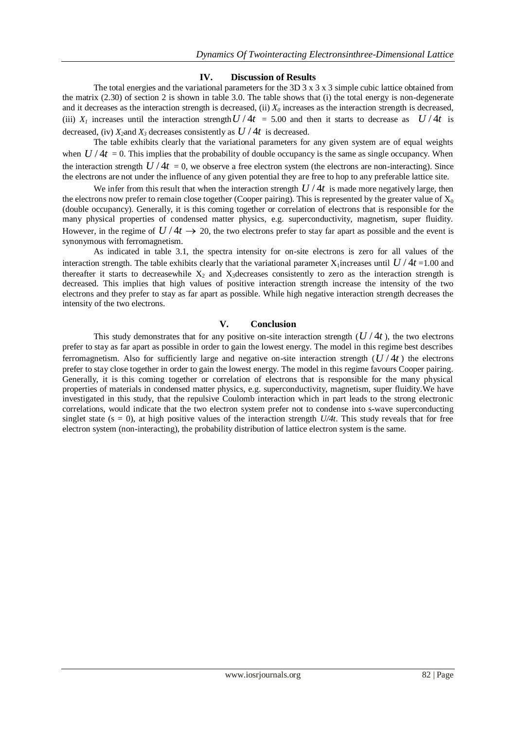## IV. Discussion of Results

The total energies and the variational parameters for the 3D 3 x 3 x 3 simple cubic lattice obtained from the matrix (2.30) of section 2 is shown in table 3.0. The table shows that (i) the total energy is non-degenerate and it decreases as the interaction strength is decreased, (ii) $X_0$ increases as the interaction strength is decreased, (iii) $X_1$ increases until the interaction strength $U/4t$ = 5.00 and then it starts to decrease as $U/4t$ is decreased, (iv) $X_2$ and $X_3$ decreases consistently as $U/4t$ is decreased.

The table exhibits clearly that the variational parameters for any given system are of equal weights when $U/4t$ = 0. This implies that the probability of double occupancy is the same as single occupancy. When the interaction strength $U/4t$ = 0, we observe a free electron system (the electrons are non-interacting). Since the electrons are not under the influence of any given potential they are free to hop to any preferable lattice site.

We infer from this result that when the interaction strength $U/4t$ is made more negatively large, then the electrons now prefer to remain close together (Cooper pairing). This is represented by the greater value of $X_0$ (double occupancy). Generally, it is this coming together or correlation of electrons that is responsible for the many physical properties of condensed matter physics, e.g. superconductivity, magnetism, super fluidity. However, in the regime of $U/4t \rightarrow 20$, the two electrons prefer to stay far apart as possible and the event is synonymous with ferromagnetism.

As indicated in table 3.1, the spectra intensity for on-site electrons is zero for all values of the interaction strength. The table exhibits clearly that the variational parameter $X_1$increases until $U/4t$ =1.00 and thereafter it starts to decreasewhile $X_2$ and $X_3$decreases consistently to zero as the interaction strength is decreased. This implies that high values of positive interaction strength increase the intensity of the two electrons and they prefer to stay as far apart as possible. While high negative interaction strength decreases the intensity of the two electrons.

## V. Conclusion

This study demonstrates that for any positive on-site interaction strength ($U/4t$), the two electrons prefer to stay as far apart as possible in order to gain the lowest energy. The model in this regime best describes ferromagnetism. Also for sufficiently large and negative on-site interaction strength ($U/4t$) the electrons prefer to stay close together in order to gain the lowest energy. The model in this regime favours Cooper pairing. Generally, it is this coming together or correlation of electrons that is responsible for the many physical properties of materials in condensed matter physics, e.g. superconductivity, magnetism, super fluidity.We have investigated in this study, that the repulsive Coulomb interaction which in part leads to the strong electronic correlations, would indicate that the two electron system prefer not to condense into s-wave superconducting singlet state (s = 0), at high positive values of the interaction strength $U/4t$. This study reveals that for free electron system (non-interacting), the probability distribution of lattice electron system is the same.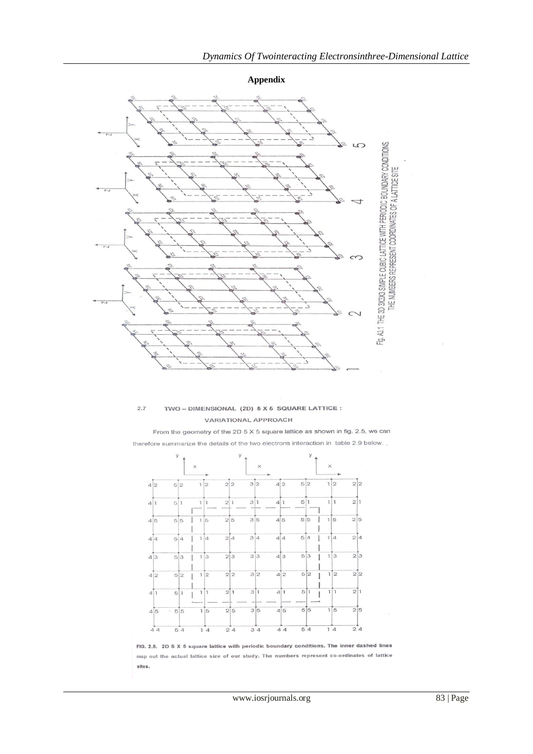**Appendix**

Fig. A2.1 THE 3D 3X3X3 SIMPLE CUBIC LATTICE WITH PERIODIC BOUNDARY CONDITIONS. THE NUMBERS REPRESENT COORDINATES OF A LATTICE SITE

2.7 TWO – DIMENSIONAL (2D) 5 X 5 SQUARE LATTICE : VARIATIONAL APPROACH

From the geometry of the 2D 5 X 5 square lattice as shown in fig. 2.5, we can therefore summarize the details of the two electrons interaction in table 2.9 below.

FIG. 2.5. 2D 5 X 5 square lattice with periodic boundary conditions. The inner dashed lines map out the actual lattice size of our study. The numbers represent co-ordinates of lattice sites.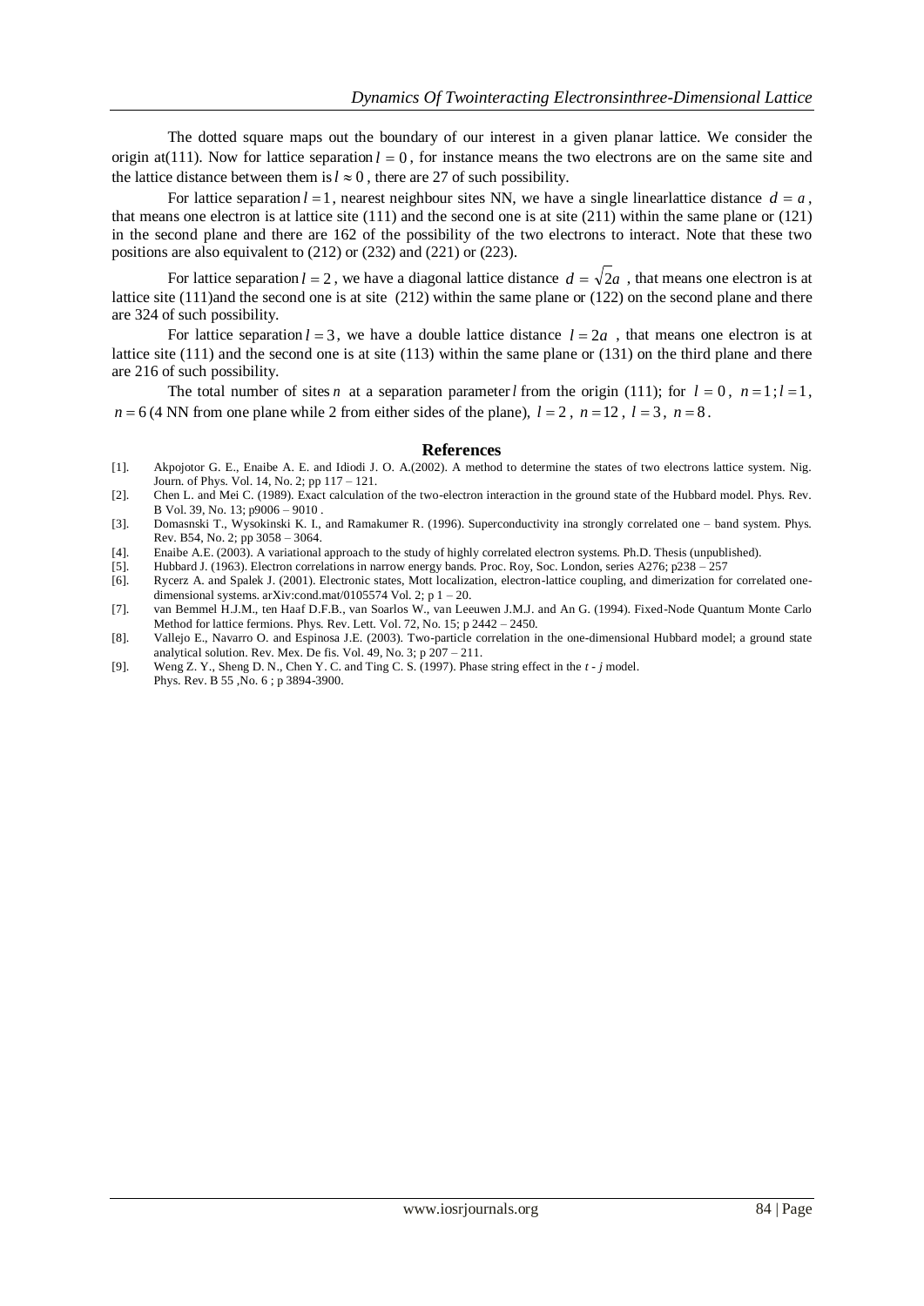The dotted square maps out the boundary of our interest in a given planar lattice. We consider the origin at(111). Now for lattice separation $l = 0$, for instance means the two electrons are on the same site and the lattice distance between them is $l \approx 0$, there are 27 of such possibility.

For lattice separation $l = 1$, nearest neighbour sites NN, we have a single linearlattice distance $d = a$, that means one electron is at lattice site (111) and the second one is at site (211) within the same plane or (121) in the second plane and there are 162 of the possibility of the two electrons to interact. Note that these two positions are also equivalent to (212) or (232) and (221) or (223).

For lattice separation $l = 2$, we have a diagonal lattice distance $d = \sqrt{2}a$, that means one electron is at lattice site (111)and the second one is at site (212) within the same plane or (122) on the second plane and there are 324 of such possibility.

For lattice separation $l = 3$, we have a double lattice distance $l = 2a$, that means one electron is at lattice site (111) and the second one is at site (113) within the same plane or (131) on the third plane and there are 216 of such possibility.

The total number of sites $n$ at a separation parameter $l$ from the origin (111); for $l = 0$, $n = 1; l = 1$, $n = 6$ (4 NN from one plane while 2 from either sides of the plane), $l = 2$, $n = 12$, $l = 3$, $n = 8$.

## References

[1]. Akpojotor G. E., Enaibe A. E. and Idiodi J. O. A.(2002). A method to determine the states of two electrons lattice system. Nig. Journ. of Phys. Vol. 14, No. 2; pp 117 – 121.

[2]. Chen L. and Mei C. (1989). Exact calculation of the two-electron interaction in the ground state of the Hubbard model. Phys. Rev. B Vol. 39, No. 13; p9006 – 9010 .

[3]. Domasnski T., Wysokinski K. I., and Ramakumer R. (1996). Superconductivity ina strongly correlated one – band system. Phys. Rev. B54, No. 2; pp 3058 – 3064.

[4]. Enaibe A.E. (2003). A variational approach to the study of highly correlated electron systems. Ph.D. Thesis (unpublished).

[5]. Hubbard J. (1963). Electron correlations in narrow energy bands. Proc. Roy, Soc. London, series A276; p238 – 257

[6]. Rycerz A. and Spalek J. (2001). Electronic states, Mott localization, electron-lattice coupling, and dimerization for correlated one-dimensional systems. arXiv:cond.mat/0105574 Vol. 2; p 1 – 20.

[7]. van Bemmel H.J.M., ten Haaf D.F.B., van Soarlos W., van Leeuwen J.M.J. and An G. (1994). Fixed-Node Quantum Monte Carlo Method for lattice fermions. Phys. Rev. Lett. Vol. 72, No. 15; p 2442 – 2450.

[8]. Vallejo E., Navarro O. and Espinosa J.E. (2003). Two-particle correlation in the one-dimensional Hubbard model; a ground state analytical solution. Rev. Mex. De fis. Vol. 49, No. 3; p 207 – 211.

[9]. Weng Z. Y., Sheng D. N., Chen Y. C. and Ting C. S. (1997). Phase string effect in the *t - j* model. Phys. Rev. B 55 ,No. 6 ; p 3894-3900.